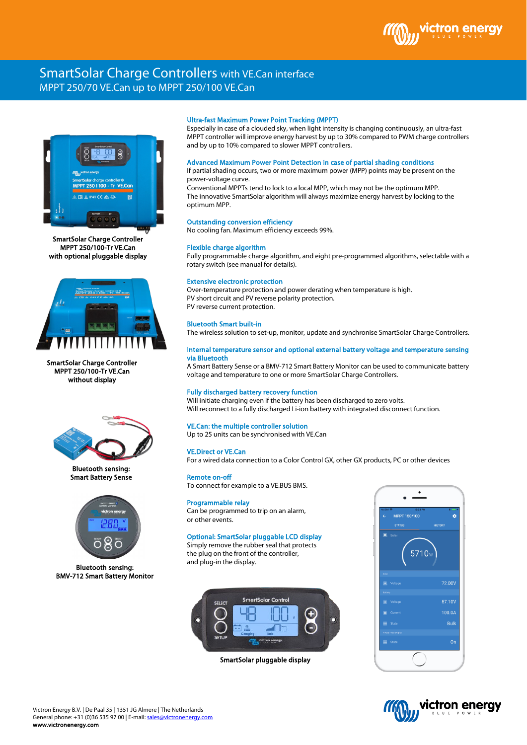# SmartSolar Charge Controllers with VE.Can interface

## MPPT 250/70 VE.Can up to MPPT 250/100 VE.Can

SmartSolar Charge Controller
MPPT 250/100-Tr VE.Can
with optional pluggable display

SmartSolar Charge Controller
MPPT 250/100-Tr VE.Can
without display

Bluetooth sensing:
Smart Battery Sense

Bluetooth sensing:
BMV-712 Smart Battery Monitor

### Ultra-fast Maximum Power Point Tracking (MPPT)

Especially in case of a clouded sky, when light intensity is changing continuously, an ultra-fast MPPT controller will improve energy harvest by up to 30% compared to PWM charge controllers and by up to 10% compared to slower MPPT controllers.

### Advanced Maximum Power Point Detection in case of partial shading conditions

If partial shading occurs, two or more maximum power (MPP) points may be present on the power-voltage curve.
Conventional MPPTs tend to lock to a local MPP, which may not be the optimum MPP.
The innovative SmartSolar algorithm will always maximize energy harvest by locking to the optimum MPP.

### Outstanding conversion efficiency

No cooling fan. Maximum efficiency exceeds 99%.

### Flexible charge algorithm

Fully programmable charge algorithm, and eight pre-programmed algorithms, selectable with a rotary switch (see manual for details).

### Extensive electronic protection

Over-temperature protection and power derating when temperature is high.
PV short circuit and PV reverse polarity protection.
PV reverse current protection.

### Bluetooth Smart built-in

The wireless solution to set-up, monitor, update and synchronise SmartSolar Charge Controllers.

### Internal temperature sensor and optional external battery voltage and temperature sensing via Bluetooth

A Smart Battery Sense or a BMV-712 Smart Battery Monitor can be used to communicate battery voltage and temperature to one or more SmartSolar Charge Controllers.

### Fully discharged battery recovery function

Will initiate charging even if the battery has been discharged to zero volts.
Will reconnect to a fully discharged Li-ion battery with integrated disconnect function.

### VE.Can: the multiple controller solution

Up to 25 units can be synchronised with VE.Can

### VE.Direct or VE.Can

For a wired data connection to a Color Control GX, other GX products, PC or other devices

### Remote on-off

To connect for example to a VE.BUS BMS.

### Programmable relay

Can be programmed to trip on an alarm, or other events.

### Optional: SmartSolar pluggable LCD display

Simply remove the rubber seal that protects the plug on the front of the controller, and plug-in the display.

SmartSolar pluggable display

Victron Energy B.V. | De Paal 35 | 1351 JG Almere | The Netherlands
General phone: +31 (0)36 535 97 00 | E-mail: sales@victronenergy.com
**www.victronenergy.com**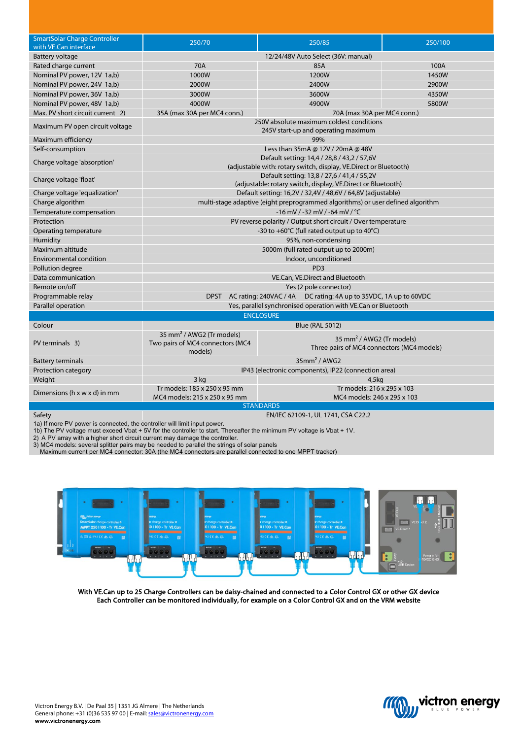| SmartSolar Charge Controller with VE.Can interface | 250/70 | 250/85 | 250/100 |
|---|---|---|---|
| Battery voltage | 12/24/48V Auto Select (36V: manual) | | |
| Rated charge current | 70A | 85A | 100A |
| Nominal PV power, 12V 1a,b) | 1000W | 1200W | 1450W |
| Nominal PV power, 24V 1a,b) | 2000W | 2400W | 2900W |
| Nominal PV power, 36V 1a,b) | 3000W | 3600W | 4350W |
| Nominal PV power, 48V 1a,b) | 4000W | 4900W | 5800W |
| Max. PV short circuit current 2) | 35A (max 30A per MC4 conn.) | 70A (max 30A per MC4 conn.) | |
| Maximum PV open circuit voltage | 250V absolute maximum coldest conditions<br>245V start-up and operating maximum | | |
| Maximum efficiency | 99% | | |
| Self-consumption | Less than 35mA @ 12V / 20mA @ 48V | | |
| Charge voltage 'absorption' | Default setting: 14,4 / 28,8 / 43,2 / 57,6V<br>(adjustable with: rotary switch, display, VE.Direct or Bluetooth) | | |
| Charge voltage 'float' | Default setting: 13,8 / 27,6 / 41,4 / 55,2V<br>(adjustable: rotary switch, display, VE.Direct or Bluetooth) | | |
| Charge voltage 'equalization' | Default setting: 16,2V / 32,4V / 48,6V / 64,8V (adjustable) | | |
| Charge algorithm | multi-stage adaptive (eight preprogrammed algorithms) or user defined algorithm | | |
| Temperature compensation | -16 mV / -32 mV / -64 mV / °C | | |
| Protection | PV reverse polarity / Output short circuit / Over temperature | | |
| Operating temperature | -30 to +60°C (full rated output up to 40°C) | | |
| Humidity | 95%, non-condensing | | |
| Maximum altitude | 5000m (full rated output up to 2000m) | | |
| Environmental condition | Indoor, unconditioned | | |
| Pollution degree | PD3 | | |
| Data communication | VE.Can, VE.Direct and Bluetooth | | |
| Remote on/off | Yes (2 pole connector) | | |
| Programmable relay | DPST AC rating: 240VAC / 4A DC rating: 4A up to 35VDC, 1A up to 60VDC | | |
| Parallel operation | Yes, parallel synchronised operation with VE.Can or Bluetooth | | |
| **ENCLOSURE** | | | |
| Colour | Blue (RAL 5012) | | |
| PV terminals 3) | 35 mm² / AWG2 (Tr models)<br>Two pairs of MC4 connectors (MC4 models) | 35 mm² / AWG2 (Tr models)<br>Three pairs of MC4 connectors (MC4 models) | |
| Battery terminals | 35mm² / AWG2 | | |
| Protection category | IP43 (electronic components), IP22 (connection area) | | |
| Weight | 3 kg | 4,5kg | |
| Dimensions (h x w x d) in mm | Tr models: 185 x 250 x 95 mm<br>MC4 models: 215 x 250 x 95 mm | Tr models: 216 x 295 x 103<br>MC4 models: 246 x 295 x 103 | |
| **STANDARDS** | | | |
| Safety | EN/IEC 62109-1, UL 1741, CSA C22.2 | | |

1a) If more PV power is connected, the controller will limit input power.
1b) The PV voltage must exceed Vbat + 5V for the controller to start. Thereafter the minimum PV voltage is Vbat + 1V.
2) A PV array with a higher short circuit current may damage the controller.
3) MC4 models: several splitter pairs may be needed to parallel the strings of solar panels
Maximum current per MC4 connector: 30A (the MC4 connectors are parallel connected to one MPPT tracker)

**With VE.Can up to 25 Charge Controllers can be daisy-chained and connected to a Color Control GX or other GX device**
**Each Controller can be monitored individually, for example on a Color Control GX and on the VRM website**

Victron Energy B.V. | De Paal 35 | 1351 JG Almere | The Netherlands
General phone: +31 (0)36 535 97 00 | E-mail: sales@victronenergy.com
**www.victronenergy.com**